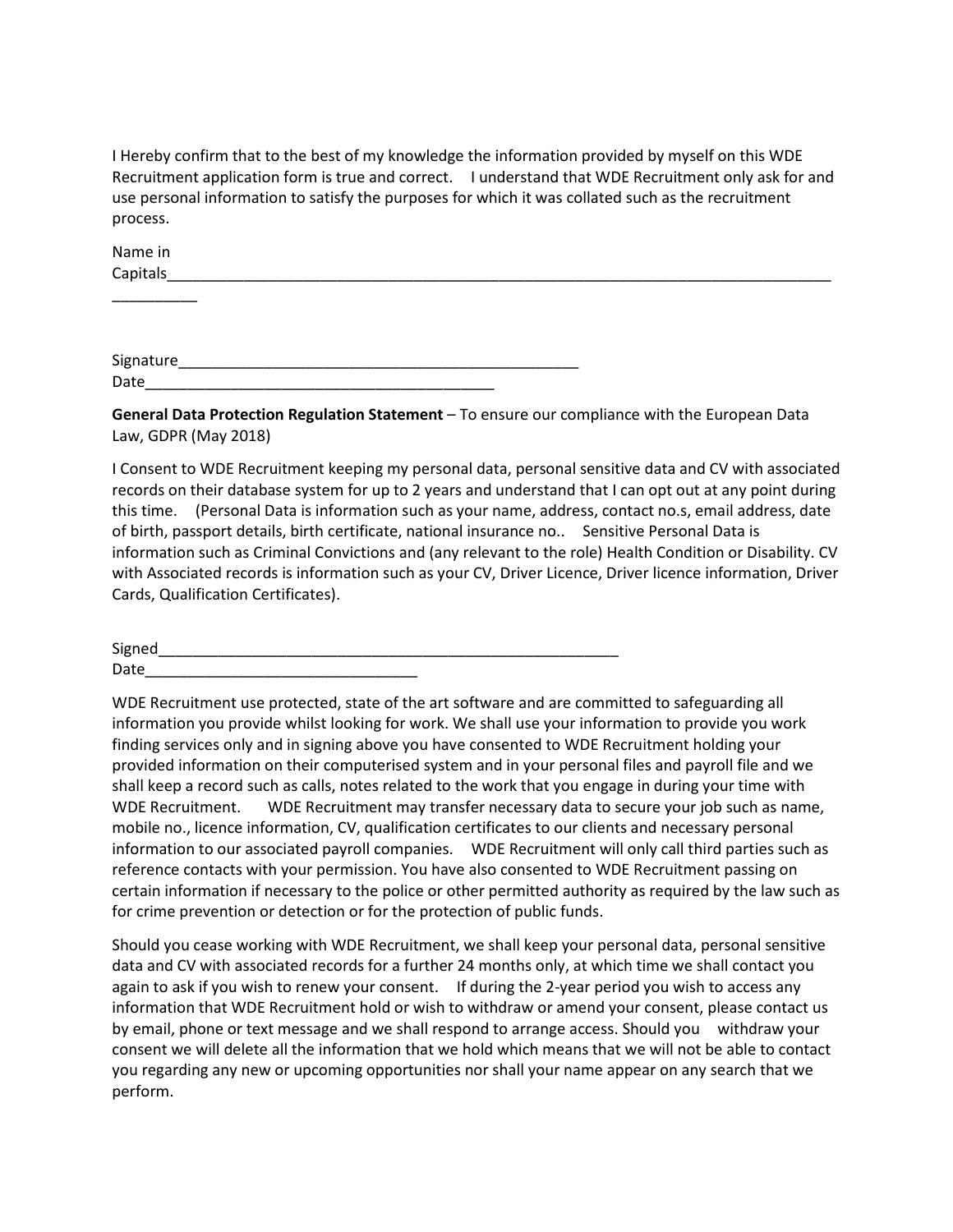I Hereby confirm that to the best of my knowledge the information provided by myself on this WDE Recruitment application form is true and correct. I understand that WDE Recruitment only ask for and use personal information to satisfy the purposes for which it was collated such as the recruitment process.

Name in Capitals____________________________________________________________________________________________

Signature__________________________________________________

Date__________________________________________

**General Data Protection Regulation Statement** – To ensure our compliance with the European Data Law, GDPR (May 2018)

I Consent to WDE Recruitment keeping my personal data, personal sensitive data and CV with associated records on their database system for up to 2 years and understand that I can opt out at any point during this time. (Personal Data is information such as your name, address, contact no.s, email address, date of birth, passport details, birth certificate, national insurance no.. Sensitive Personal Data is information such as Criminal Convictions and (any relevant to the role) Health Condition or Disability. CV with Associated records is information such as your CV, Driver Licence, Driver licence information, Driver Cards, Qualification Certificates).

Signed_________________________________________________________

Date_________________________________

WDE Recruitment use protected, state of the art software and are committed to safeguarding all information you provide whilst looking for work. We shall use your information to provide you work finding services only and in signing above you have consented to WDE Recruitment holding your provided information on their computerised system and in your personal files and payroll file and we shall keep a record such as calls, notes related to the work that you engage in during your time with WDE Recruitment. WDE Recruitment may transfer necessary data to secure your job such as name, mobile no., licence information, CV, qualification certificates to our clients and necessary personal information to our associated payroll companies. WDE Recruitment will only call third parties such as reference contacts with your permission. You have also consented to WDE Recruitment passing on certain information if necessary to the police or other permitted authority as required by the law such as for crime prevention or detection or for the protection of public funds.

Should you cease working with WDE Recruitment, we shall keep your personal data, personal sensitive data and CV with associated records for a further 24 months only, at which time we shall contact you again to ask if you wish to renew your consent. If during the 2-year period you wish to access any information that WDE Recruitment hold or wish to withdraw or amend your consent, please contact us by email, phone or text message and we shall respond to arrange access. Should you withdraw your consent we will delete all the information that we hold which means that we will not be able to contact you regarding any new or upcoming opportunities nor shall your name appear on any search that we perform.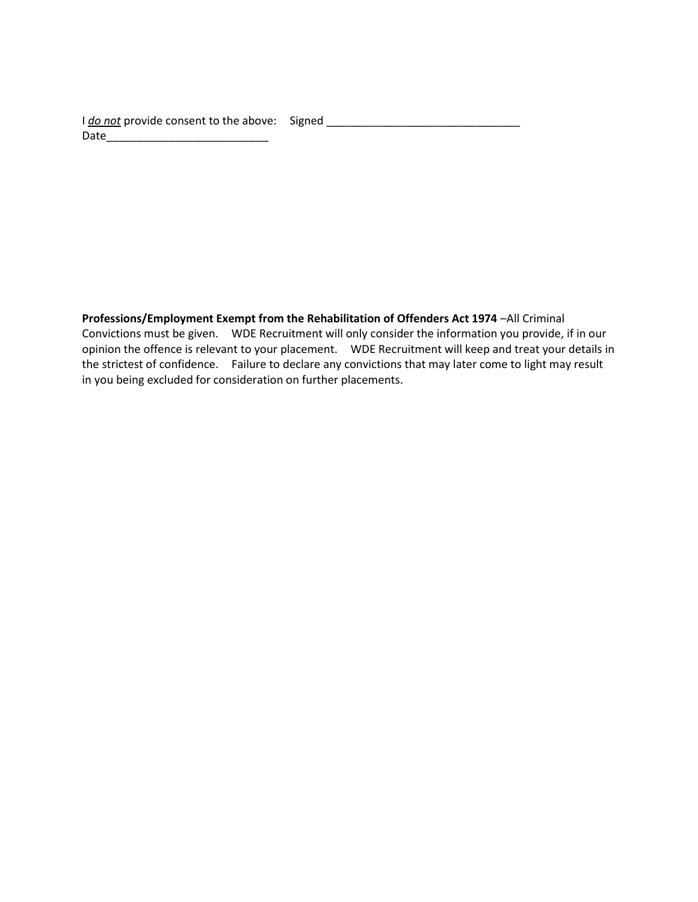I *do not* provide consent to the above: Signed _______________________________
Date_________________________

**Professions/Employment Exempt from the Rehabilitation of Offenders Act 1974** –All Criminal Convictions must be given. WDE Recruitment will only consider the information you provide, if in our opinion the offence is relevant to your placement. WDE Recruitment will keep and treat your details in the strictest of confidence. Failure to declare any convictions that may later come to light may result in you being excluded for consideration on further placements.